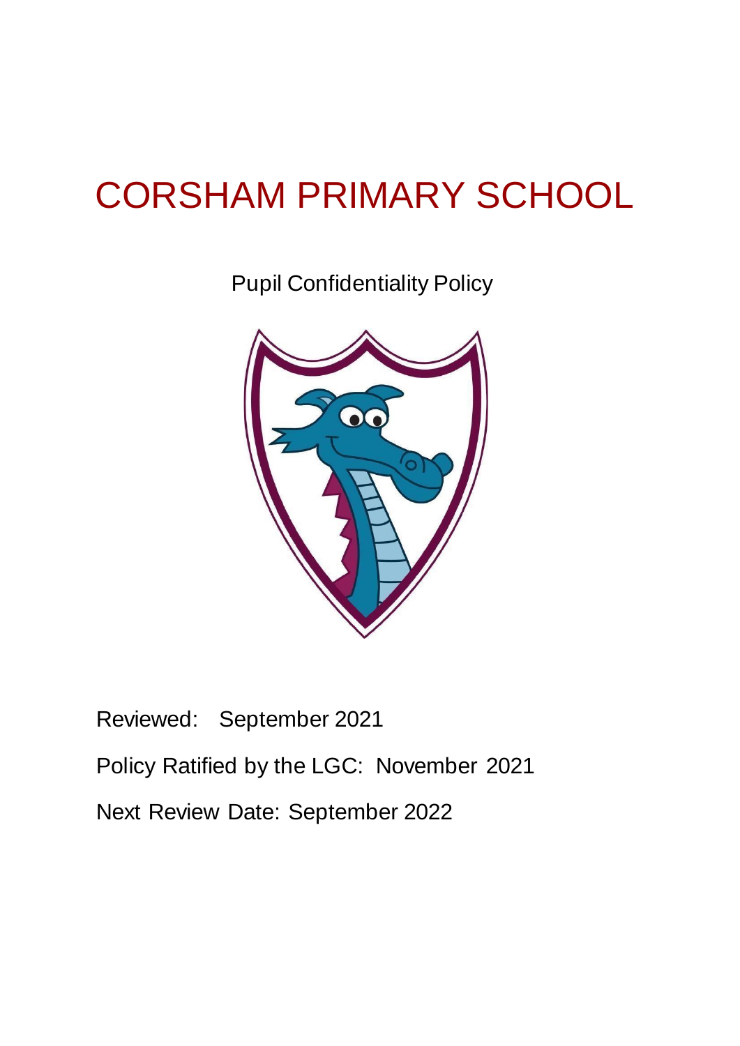# CORSHAM PRIMARY SCHOOL

Pupil Confidentiality Policy

Reviewed: September 2021

Policy Ratified by the LGC: November 2021

Next Review Date: September 2022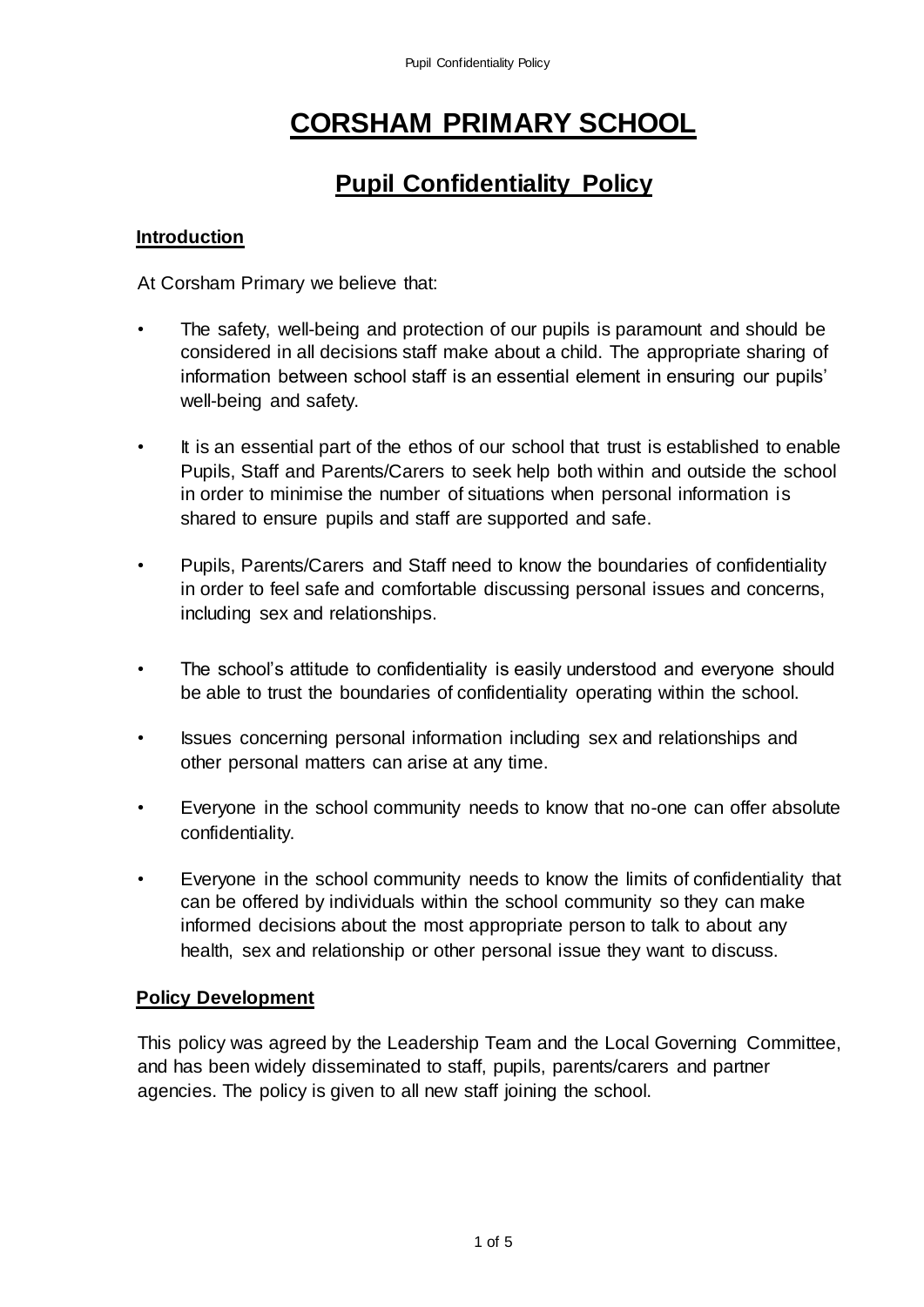# CORSHAM PRIMARY SCHOOL

## Pupil Confidentiality Policy

### Introduction

At Corsham Primary we believe that:

- The safety, well-being and protection of our pupils is paramount and should be considered in all decisions staff make about a child. The appropriate sharing of information between school staff is an essential element in ensuring our pupils' well-being and safety.
- It is an essential part of the ethos of our school that trust is established to enable Pupils, Staff and Parents/Carers to seek help both within and outside the school in order to minimise the number of situations when personal information is shared to ensure pupils and staff are supported and safe.
- Pupils, Parents/Carers and Staff need to know the boundaries of confidentiality in order to feel safe and comfortable discussing personal issues and concerns, including sex and relationships.
- The school's attitude to confidentiality is easily understood and everyone should be able to trust the boundaries of confidentiality operating within the school.
- Issues concerning personal information including sex and relationships and other personal matters can arise at any time.
- Everyone in the school community needs to know that no-one can offer absolute confidentiality.
- Everyone in the school community needs to know the limits of confidentiality that can be offered by individuals within the school community so they can make informed decisions about the most appropriate person to talk to about any health, sex and relationship or other personal issue they want to discuss.

### Policy Development

This policy was agreed by the Leadership Team and the Local Governing Committee, and has been widely disseminated to staff, pupils, parents/carers and partner agencies. The policy is given to all new staff joining the school.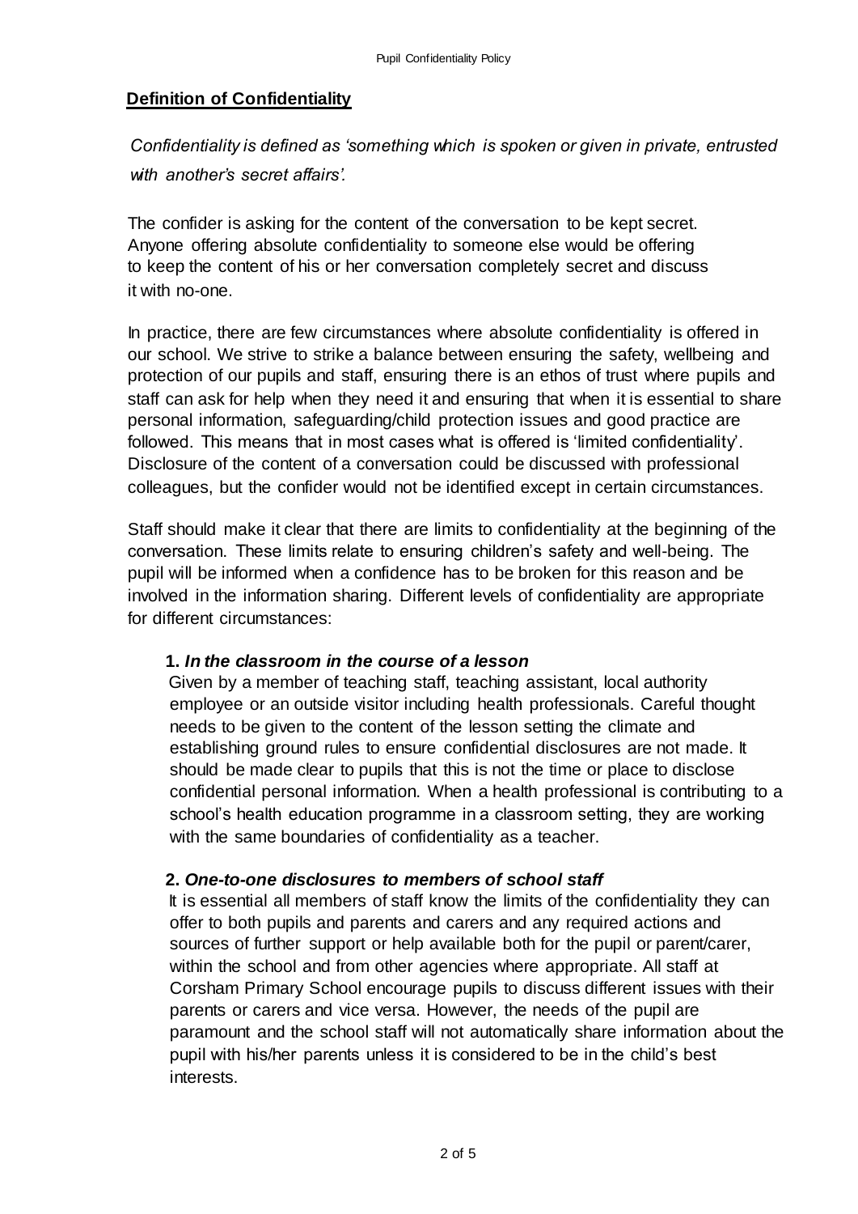## **Definition of Confidentiality**

*Confidentiality is defined as 'something which is spoken or given in private, entrusted with another's secret affairs'.*

The confider is asking for the content of the conversation to be kept secret. Anyone offering absolute confidentiality to someone else would be offering to keep the content of his or her conversation completely secret and discuss it with no-one.

In practice, there are few circumstances where absolute confidentiality is offered in our school. We strive to strike a balance between ensuring the safety, wellbeing and protection of our pupils and staff, ensuring there is an ethos of trust where pupils and staff can ask for help when they need it and ensuring that when it is essential to share personal information, safeguarding/child protection issues and good practice are followed. This means that in most cases what is offered is 'limited confidentiality'. Disclosure of the content of a conversation could be discussed with professional colleagues, but the confider would not be identified except in certain circumstances.

Staff should make it clear that there are limits to confidentiality at the beginning of the conversation. These limits relate to ensuring children's safety and well-being. The pupil will be informed when a confidence has to be broken for this reason and be involved in the information sharing. Different levels of confidentiality are appropriate for different circumstances:

**1.** ***In the classroom in the course of a lesson***

Given by a member of teaching staff, teaching assistant, local authority employee or an outside visitor including health professionals. Careful thought needs to be given to the content of the lesson setting the climate and establishing ground rules to ensure confidential disclosures are not made. It should be made clear to pupils that this is not the time or place to disclose confidential personal information. When a health professional is contributing to a school's health education programme in a classroom setting, they are working with the same boundaries of confidentiality as a teacher.

**2.** ***One-to-one disclosures to members of school staff***

It is essential all members of staff know the limits of the confidentiality they can offer to both pupils and parents and carers and any required actions and sources of further support or help available both for the pupil or parent/carer, within the school and from other agencies where appropriate. All staff at Corsham Primary School encourage pupils to discuss different issues with their parents or carers and vice versa. However, the needs of the pupil are paramount and the school staff will not automatically share information about the pupil with his/her parents unless it is considered to be in the child's best interests.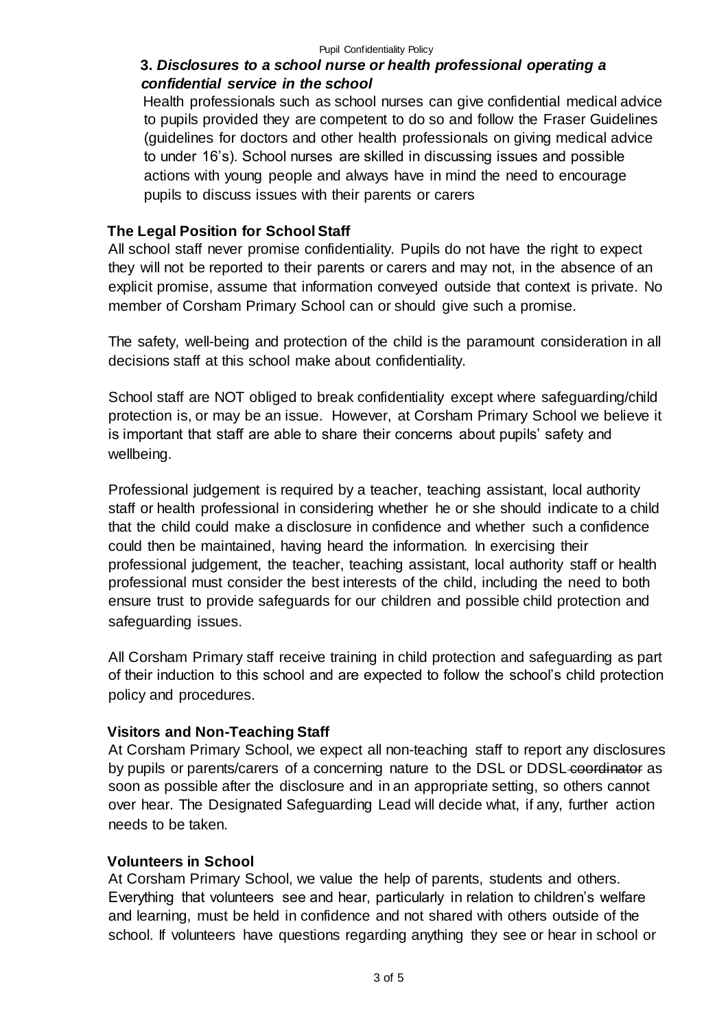**3. *Disclosures to a school nurse or health professional operating a confidential service in the school***

Health professionals such as school nurses can give confidential medical advice to pupils provided they are competent to do so and follow the Fraser Guidelines (guidelines for doctors and other health professionals on giving medical advice to under 16's). School nurses are skilled in discussing issues and possible actions with young people and always have in mind the need to encourage pupils to discuss issues with their parents or carers

## The Legal Position for School Staff

All school staff never promise confidentiality. Pupils do not have the right to expect they will not be reported to their parents or carers and may not, in the absence of an explicit promise, assume that information conveyed outside that context is private. No member of Corsham Primary School can or should give such a promise.

The safety, well-being and protection of the child is the paramount consideration in all decisions staff at this school make about confidentiality.

School staff are NOT obliged to break confidentiality except where safeguarding/child protection is, or may be an issue. However, at Corsham Primary School we believe it is important that staff are able to share their concerns about pupils' safety and wellbeing.

Professional judgement is required by a teacher, teaching assistant, local authority staff or health professional in considering whether he or she should indicate to a child that the child could make a disclosure in confidence and whether such a confidence could then be maintained, having heard the information. In exercising their professional judgement, the teacher, teaching assistant, local authority staff or health professional must consider the best interests of the child, including the need to both ensure trust to provide safeguards for our children and possible child protection and safeguarding issues.

All Corsham Primary staff receive training in child protection and safeguarding as part of their induction to this school and are expected to follow the school's child protection policy and procedures.

## Visitors and Non-Teaching Staff

At Corsham Primary School, we expect all non-teaching staff to report any disclosures by pupils or parents/carers of a concerning nature to the DSL or DDSL ~~coordinator~~ as soon as possible after the disclosure and in an appropriate setting, so others cannot over hear. The Designated Safeguarding Lead will decide what, if any, further action needs to be taken.

## Volunteers in School

At Corsham Primary School, we value the help of parents, students and others. Everything that volunteers see and hear, particularly in relation to children's welfare and learning, must be held in confidence and not shared with others outside of the school. If volunteers have questions regarding anything they see or hear in school or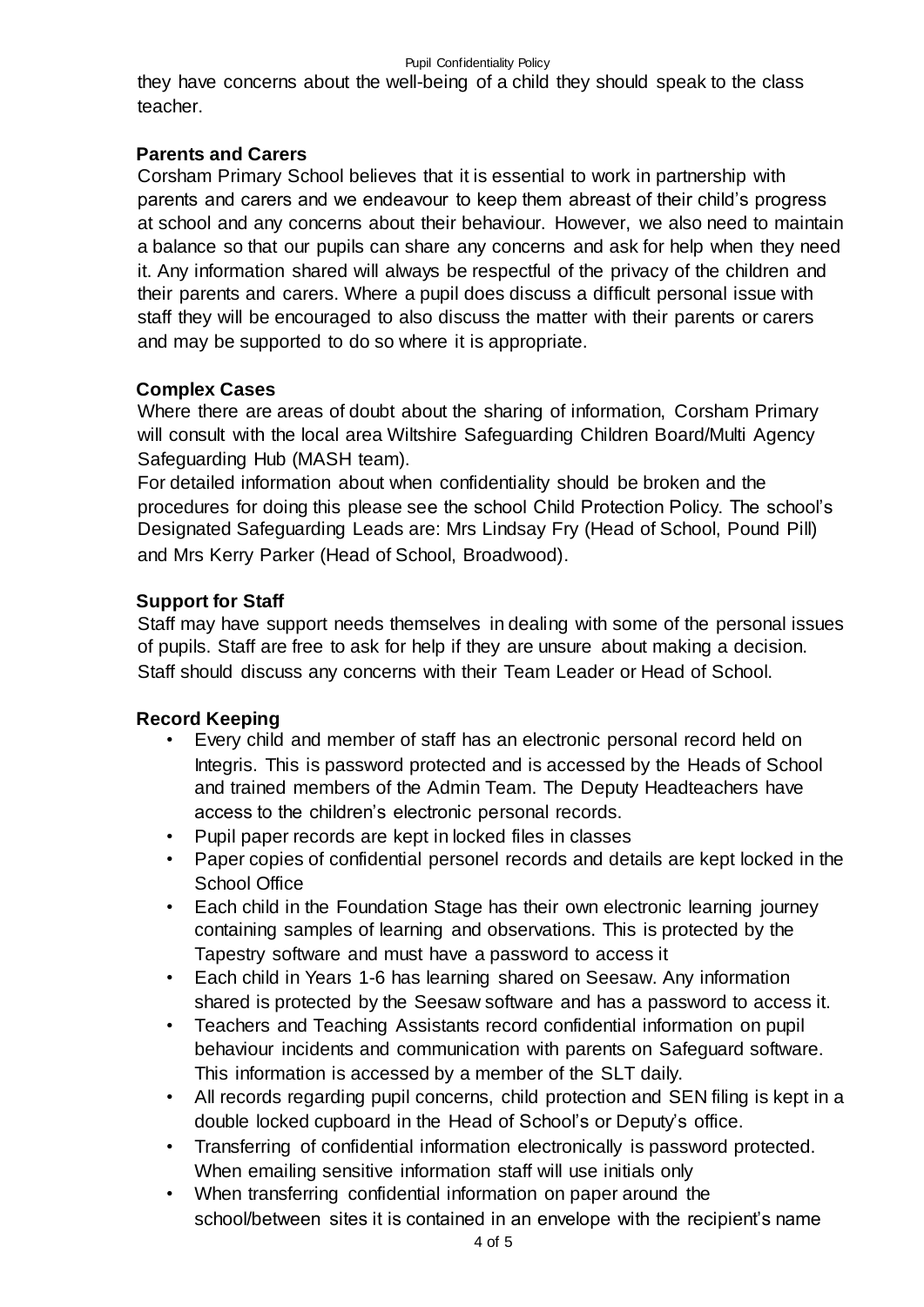they have concerns about the well-being of a child they should speak to the class teacher.

### Parents and Carers

Corsham Primary School believes that it is essential to work in partnership with parents and carers and we endeavour to keep them abreast of their child's progress at school and any concerns about their behaviour. However, we also need to maintain a balance so that our pupils can share any concerns and ask for help when they need it. Any information shared will always be respectful of the privacy of the children and their parents and carers. Where a pupil does discuss a difficult personal issue with staff they will be encouraged to also discuss the matter with their parents or carers and may be supported to do so where it is appropriate.

### Complex Cases

Where there are areas of doubt about the sharing of information, Corsham Primary will consult with the local area Wiltshire Safeguarding Children Board/Multi Agency Safeguarding Hub (MASH team).

For detailed information about when confidentiality should be broken and the procedures for doing this please see the school Child Protection Policy. The school's Designated Safeguarding Leads are: Mrs Lindsay Fry (Head of School, Pound Pill) and Mrs Kerry Parker (Head of School, Broadwood).

### Support for Staff

Staff may have support needs themselves in dealing with some of the personal issues of pupils. Staff are free to ask for help if they are unsure about making a decision. Staff should discuss any concerns with their Team Leader or Head of School.

### Record Keeping

- Every child and member of staff has an electronic personal record held on Integris. This is password protected and is accessed by the Heads of School and trained members of the Admin Team. The Deputy Headteachers have access to the children's electronic personal records.
- Pupil paper records are kept in locked files in classes
- Paper copies of confidential personel records and details are kept locked in the School Office
- Each child in the Foundation Stage has their own electronic learning journey containing samples of learning and observations. This is protected by the Tapestry software and must have a password to access it
- Each child in Years 1-6 has learning shared on Seesaw. Any information shared is protected by the Seesaw software and has a password to access it.
- Teachers and Teaching Assistants record confidential information on pupil behaviour incidents and communication with parents on Safeguard software. This information is accessed by a member of the SLT daily.
- All records regarding pupil concerns, child protection and SEN filing is kept in a double locked cupboard in the Head of School's or Deputy's office.
- Transferring of confidential information electronically is password protected. When emailing sensitive information staff will use initials only
- When transferring confidential information on paper around the school/between sites it is contained in an envelope with the recipient's name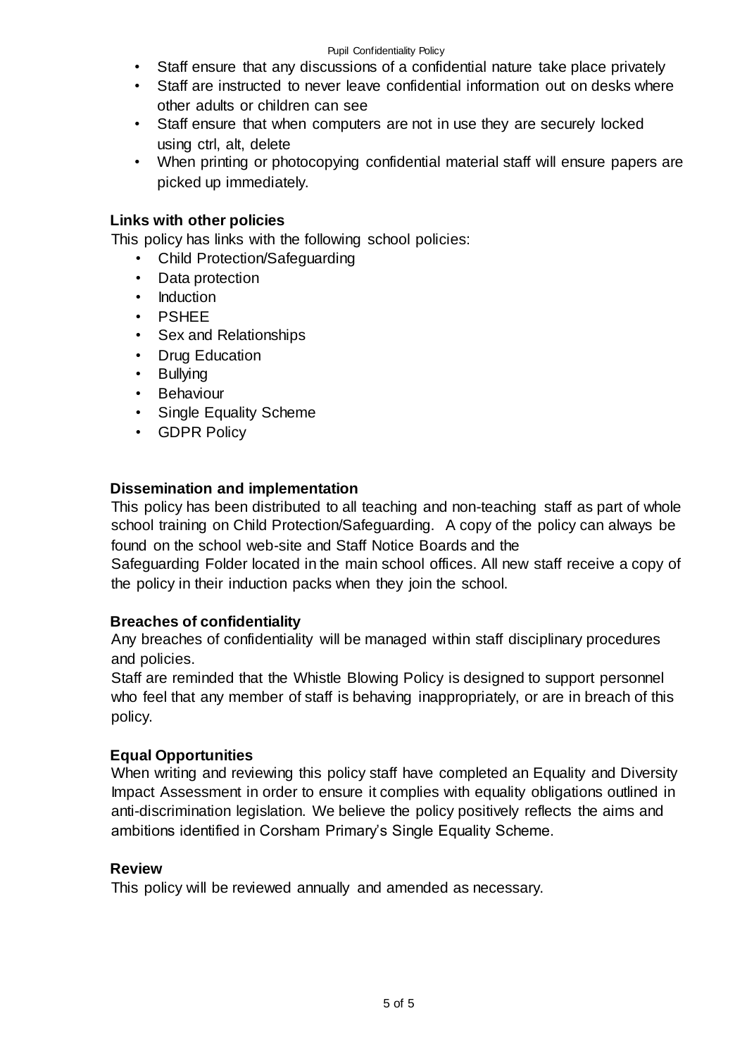- Staff ensure that any discussions of a confidential nature take place privately
- Staff are instructed to never leave confidential information out on desks where other adults or children can see
- Staff ensure that when computers are not in use they are securely locked using ctrl, alt, delete
- When printing or photocopying confidential material staff will ensure papers are picked up immediately.

**Links with other policies**

This policy has links with the following school policies:

- Child Protection/Safeguarding
- Data protection
- Induction
- PSHEE
- Sex and Relationships
- Drug Education
- Bullying
- Behaviour
- Single Equality Scheme
- GDPR Policy

**Dissemination and implementation**

This policy has been distributed to all teaching and non-teaching staff as part of whole school training on Child Protection/Safeguarding. A copy of the policy can always be found on the school web-site and Staff Notice Boards and the Safeguarding Folder located in the main school offices. All new staff receive a copy of the policy in their induction packs when they join the school.

**Breaches of confidentiality**

Any breaches of confidentiality will be managed within staff disciplinary procedures and policies.

Staff are reminded that the Whistle Blowing Policy is designed to support personnel who feel that any member of staff is behaving inappropriately, or are in breach of this policy.

**Equal Opportunities**

When writing and reviewing this policy staff have completed an Equality and Diversity Impact Assessment in order to ensure it complies with equality obligations outlined in anti-discrimination legislation. We believe the policy positively reflects the aims and ambitions identified in Corsham Primary's Single Equality Scheme.

**Review**

This policy will be reviewed annually and amended as necessary.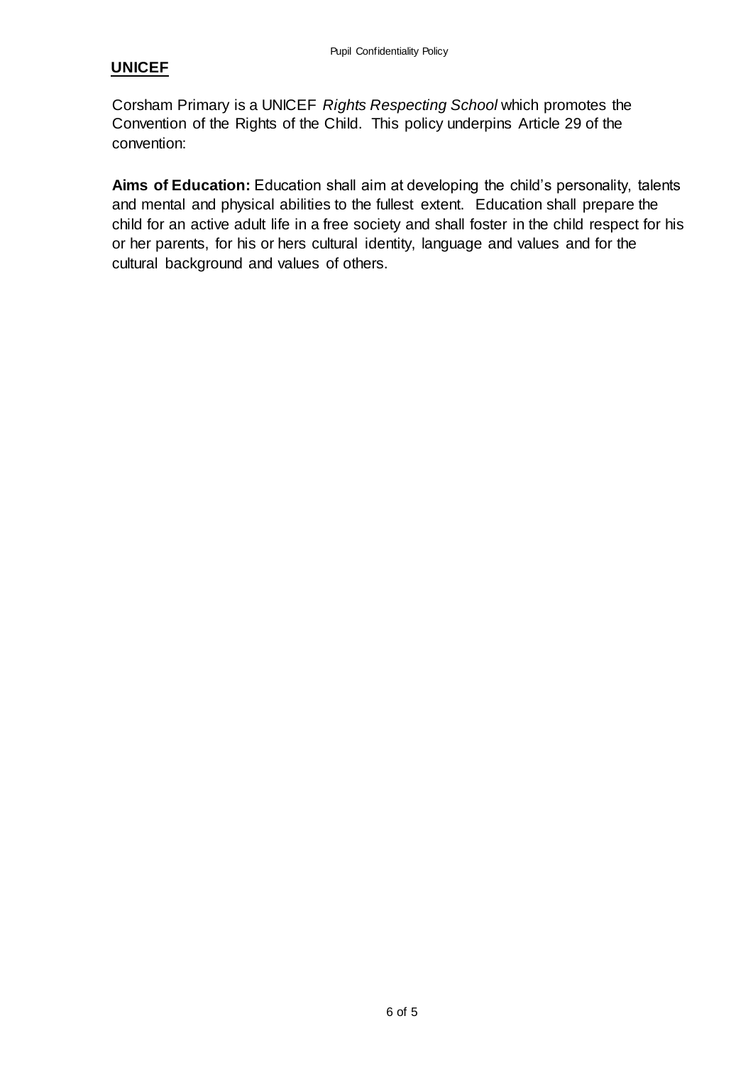## UNICEF

Corsham Primary is a UNICEF *Rights Respecting School* which promotes the Convention of the Rights of the Child. This policy underpins Article 29 of the convention:

**Aims of Education:** Education shall aim at developing the child's personality, talents and mental and physical abilities to the fullest extent. Education shall prepare the child for an active adult life in a free society and shall foster in the child respect for his or her parents, for his or hers cultural identity, language and values and for the cultural background and values of others.